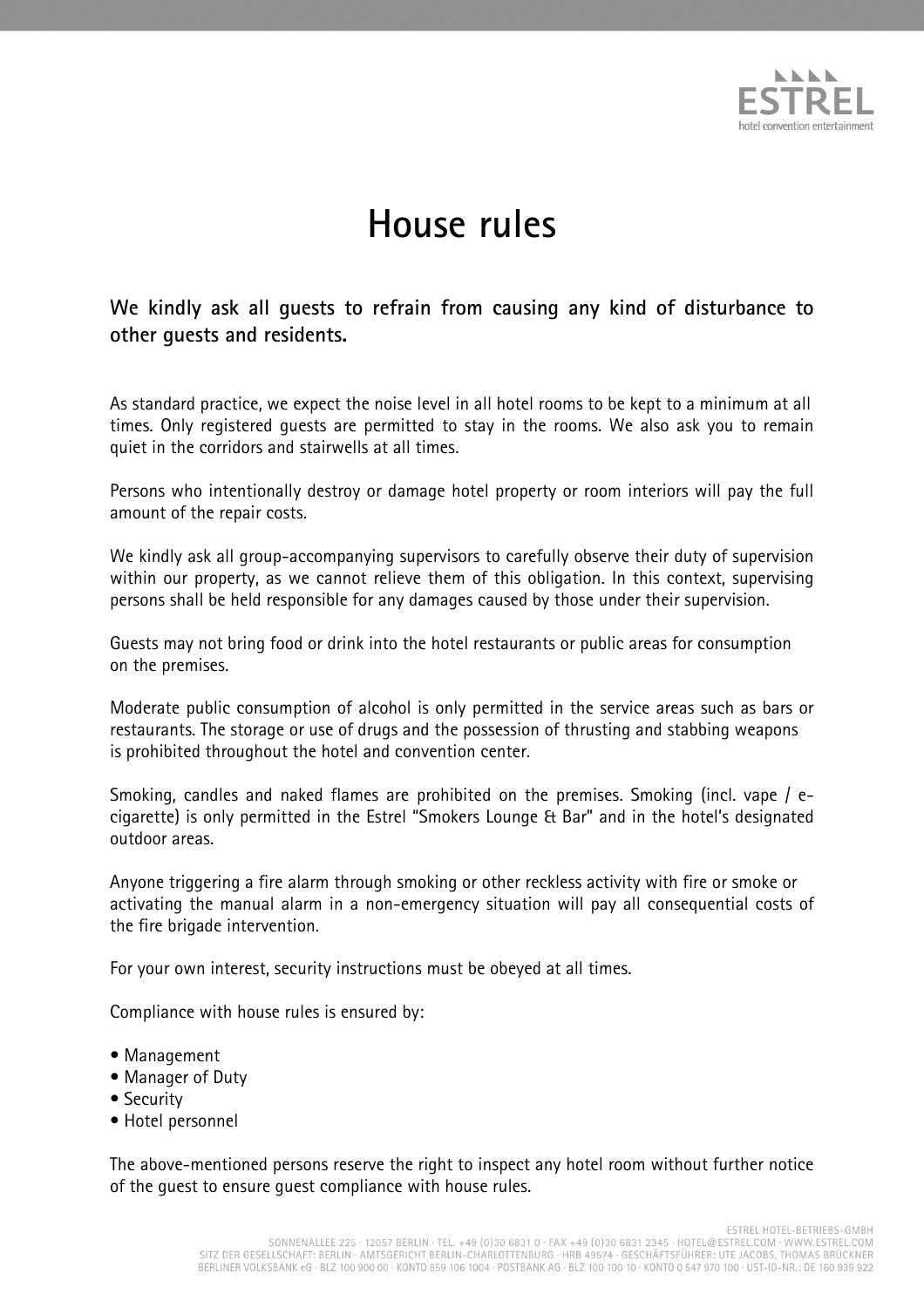# House rules

**We kindly ask all guests to refrain from causing any kind of disturbance to other guests and residents.**

As standard practice, we expect the noise level in all hotel rooms to be kept to a minimum at all times. Only registered guests are permitted to stay in the rooms. We also ask you to remain quiet in the corridors and stairwells at all times.

Persons who intentionally destroy or damage hotel property or room interiors will pay the full amount of the repair costs.

We kindly ask all group-accompanying supervisors to carefully observe their duty of supervision within our property, as we cannot relieve them of this obligation. In this context, supervising persons shall be held responsible for any damages caused by those under their supervision.

Guests may not bring food or drink into the hotel restaurants or public areas for consumption on the premises.

Moderate public consumption of alcohol is only permitted in the service areas such as bars or restaurants. The storage or use of drugs and the possession of thrusting and stabbing weapons is prohibited throughout the hotel and convention center.

Smoking, candles and naked flames are prohibited on the premises. Smoking (incl. vape / e-cigarette) is only permitted in the Estrel "Smokers Lounge & Bar" and in the hotel's designated outdoor areas.

Anyone triggering a fire alarm through smoking or other reckless activity with fire or smoke or activating the manual alarm in a non-emergency situation will pay all consequential costs of the fire brigade intervention.

For your own interest, security instructions must be obeyed at all times.

Compliance with house rules is ensured by:

- Management
- Manager of Duty
- Security
- Hotel personnel

The above-mentioned persons reserve the right to inspect any hotel room without further notice of the guest to ensure guest compliance with house rules.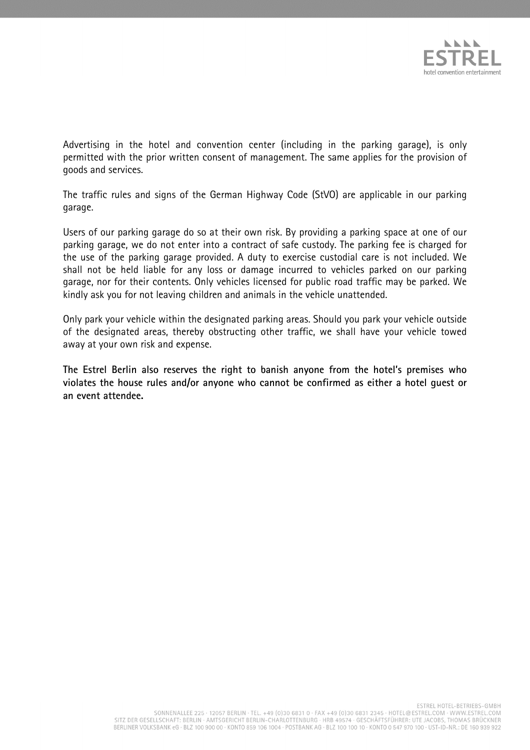Advertising in the hotel and convention center (including in the parking garage), is only permitted with the prior written consent of management. The same applies for the provision of goods and services.

The traffic rules and signs of the German Highway Code (StVO) are applicable in our parking garage.

Users of our parking garage do so at their own risk. By providing a parking space at one of our parking garage, we do not enter into a contract of safe custody. The parking fee is charged for the use of the parking garage provided. A duty to exercise custodial care is not included. We shall not be held liable for any loss or damage incurred to vehicles parked on our parking garage, nor for their contents. Only vehicles licensed for public road traffic may be parked. We kindly ask you for not leaving children and animals in the vehicle unattended.

Only park your vehicle within the designated parking areas. Should you park your vehicle outside of the designated areas, thereby obstructing other traffic, we shall have your vehicle towed away at your own risk and expense.

**The Estrel Berlin also reserves the right to banish anyone from the hotel's premises who violates the house rules and/or anyone who cannot be confirmed as either a hotel guest or an event attendee.**